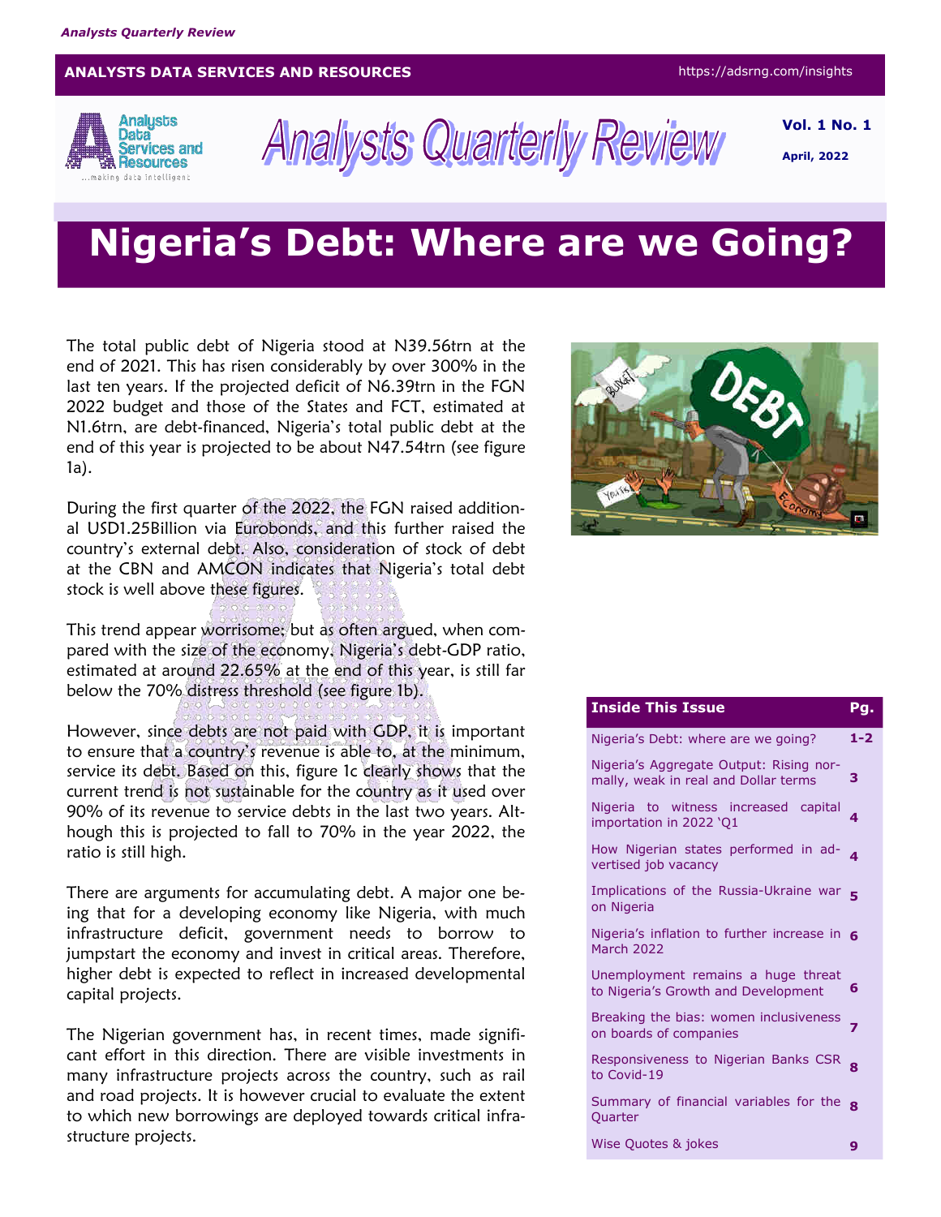Analysts Quarterly Review

ANALYSTS DATA SERVICES AND RESOURCES

https://adsrng.com/insights

Analysts Data Services and Resources ...making data intelligent

# Analysts Quarterly Review

**Vol. 1 No. 1**

**April, 2022**

# Nigeria's Debt: Where are we Going?

The total public debt of Nigeria stood at N39.56trn at the end of 2021. This has risen considerably by over 300% in the last ten years. If the projected deficit of N6.39trn in the FGN 2022 budget and those of the States and FCT, estimated at N1.6trn, are debt-financed, Nigeria's total public debt at the end of this year is projected to be about N47.54trn (see figure 1a).

During the first quarter of the 2022, the FGN raised additional USD1.25Billion via Eurobonds, and this further raised the country's external debt. Also, consideration of stock of debt at the CBN and AMCON indicates that Nigeria's total debt stock is well above these figures.

This trend appear worrisome; but as often argued, when compared with the size of the economy, Nigeria's debt-GDP ratio, estimated at around 22.65% at the end of this year, is still far below the 70% distress threshold (see figure 1b).

However, since debts are not paid with GDP, it is important to ensure that a country's revenue is able to, at the minimum, service its debt. Based on this, figure 1c clearly shows that the current trend is not sustainable for the country as it used over 90% of its revenue to service debts in the last two years. Although this is projected to fall to 70% in the year 2022, the ratio is still high.

There are arguments for accumulating debt. A major one being that for a developing economy like Nigeria, with much infrastructure deficit, government needs to borrow to jumpstart the economy and invest in critical areas. Therefore, higher debt is expected to reflect in increased developmental capital projects.

The Nigerian government has, in recent times, made significant effort in this direction. There are visible investments in many infrastructure projects across the country, such as rail and road projects. It is however crucial to evaluate the extent to which new borrowings are deployed towards critical infrastructure projects.

| Inside This Issue | Pg. |
|---|---|
| Nigeria's Debt: where are we going? | 1-2 |
| Nigeria's Aggregate Output: Rising normally, weak in real and Dollar terms | 3 |
| Nigeria to witness increased capital importation in 2022 'Q1 | 4 |
| How Nigerian states performed in advertised job vacancy | 4 |
| Implications of the Russia-Ukraine war on Nigeria | 5 |
| Nigeria's inflation to further increase in March 2022 | 6 |
| Unemployment remains a huge threat to Nigeria's Growth and Development | 6 |
| Breaking the bias: women inclusiveness on boards of companies | 7 |
| Responsiveness to Nigerian Banks CSR to Covid-19 | 8 |
| Summary of financial variables for the Quarter | 8 |
| Wise Quotes & jokes | 9 |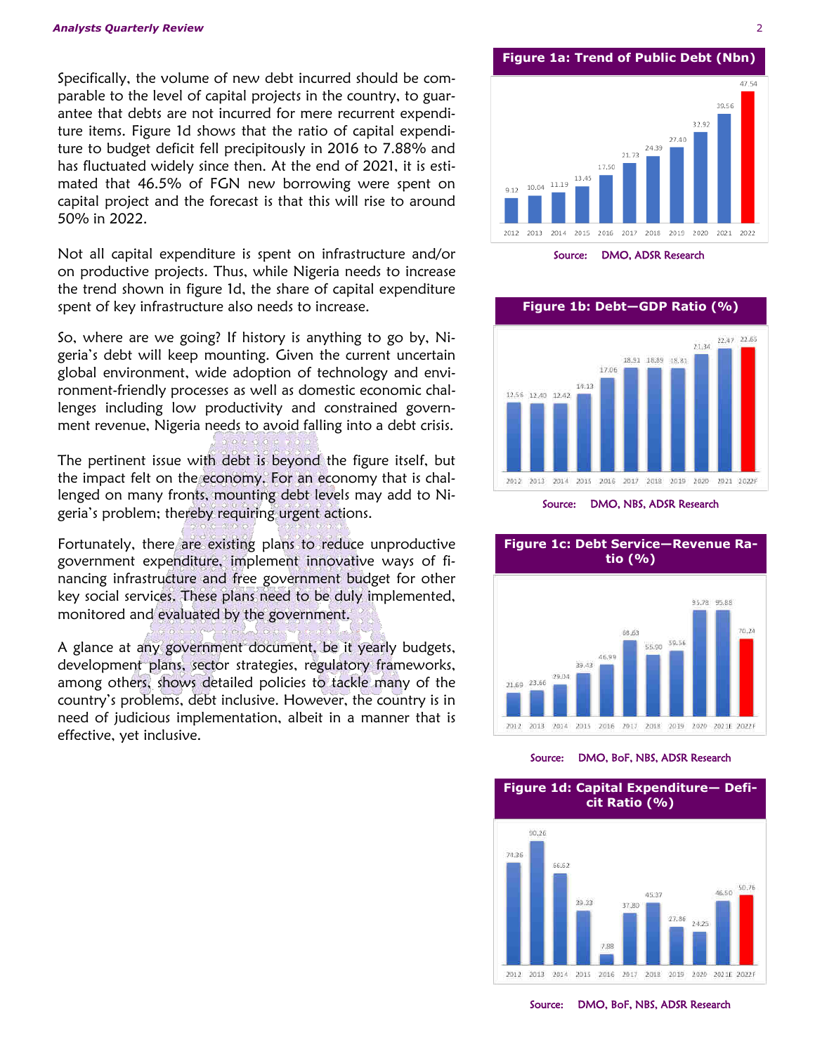Specifically, the volume of new debt incurred should be comparable to the level of capital projects in the country, to guarantee that debts are not incurred for mere recurrent expenditure items. Figure 1d shows that the ratio of capital expenditure to budget deficit fell precipitously in 2016 to 7.88% and has fluctuated widely since then. At the end of 2021, it is estimated that 46.5% of FGN new borrowing were spent on capital project and the forecast is that this will rise to around 50% in 2022.

Not all capital expenditure is spent on infrastructure and/or on productive projects. Thus, while Nigeria needs to increase the trend shown in figure 1d, the share of capital expenditure spent of key infrastructure also needs to increase.

So, where are we going? If history is anything to go by, Nigeria's debt will keep mounting. Given the current uncertain global environment, wide adoption of technology and environment-friendly processes as well as domestic economic challenges including low productivity and constrained government revenue, Nigeria needs to avoid falling into a debt crisis.

The pertinent issue with debt is beyond the figure itself, but the impact felt on the economy. For an economy that is challenged on many fronts, mounting debt levels may add to Nigeria's problem; thereby requiring urgent actions.

Fortunately, there are existing plans to reduce unproductive government expenditure, implement innovative ways of financing infrastructure and free government budget for other key social services. These plans need to be duly implemented, monitored and evaluated by the government.

A glance at any government document, be it yearly budgets, development plans, sector strategies, regulatory frameworks, among others, shows detailed policies to tackle many of the country's problems, debt inclusive. However, the country is in need of judicious implementation, albeit in a manner that is effective, yet inclusive.

**Figure 1a: Trend of Public Debt (Nbn)**

9.12 10.04 11.19 13.45 17.50 21.73 24.39 27.40 32.92 39.56 47.54

2012 2013 2014 2015 2016 2017 2018 2019 2020 2021 2022

Source: DMO, ADSR Research

**Figure 1b: Debt—GDP Ratio (%)**

12.56 12.40 12.42 14.13 17.06 18.91 18.89 18.81 21.34 22.47 22.65

2012 2013 2014 2015 2016 2017 2018 2019 2020 2021 2022F

Source: DMO, NBS, ADSR Research

**Figure 1c: Debt Service—Revenue Ratio (%)**

21.69 23.60 29.04 39.43 46.99 68.63 55.90 59.56 95.78 95.88 70.24

2012 2013 2014 2015 2016 2017 2018 2019 2020 2021E 2022F

Source: DMO, BoF, NBS, ADSR Research

**Figure 1d: Capital Expenditure— Deficit Ratio (%)**

74.36 90.26 66.62 39.33 7.88 37.80 45.37 27.86 24.25 46.50 50.76

2012 2013 2014 2015 2016 2017 2018 2019 2020 2021E 2022F

Source: DMO, BoF, NBS, ADSR Research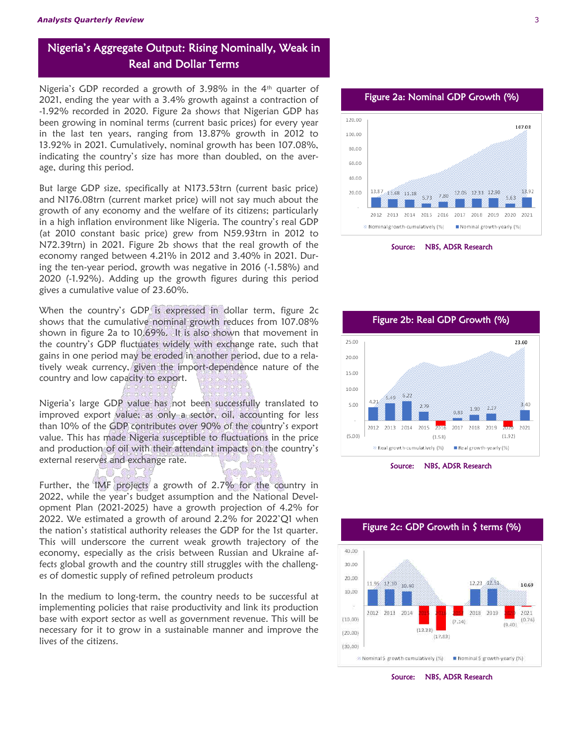## Nigeria's Aggregate Output: Rising Nominally, Weak in Real and Dollar Terms

Nigeria's GDP recorded a growth of 3.98% in the 4th quarter of 2021, ending the year with a 3.4% growth against a contraction of -1.92% recorded in 2020. Figure 2a shows that Nigerian GDP has been growing in nominal terms (current basic prices) for every year in the last ten years, ranging from 13.87% growth in 2012 to 13.92% in 2021. Cumulatively, nominal growth has been 107.08%, indicating the country's size has more than doubled, on the average, during this period.

But large GDP size, specifically at N173.53trn (current basic price) and N176.08trn (current market price) will not say much about the growth of any economy and the welfare of its citizens; particularly in a high inflation environment like Nigeria. The country's real GDP (at 2010 constant basic price) grew from N59.93trn in 2012 to N72.39trn) in 2021. Figure 2b shows that the real growth of the economy ranged between 4.21% in 2012 and 3.40% in 2021. During the ten-year period, growth was negative in 2016 (-1.58%) and 2020 (-1.92%). Adding up the growth figures during this period gives a cumulative value of 23.60%.

When the country's GDP is expressed in dollar term, figure 2c shows that the cumulative nominal growth reduces from 107.08% shown in figure 2a to 10.69%. It is also shown that movement in the country's GDP fluctuates widely with exchange rate, such that gains in one period may be eroded in another period, due to a relatively weak currency, given the import-dependence nature of the country and low capacity to export.

Nigeria's large GDP value has not been successfully translated to improved export value; as only a sector, oil, accounting for less than 10% of the GDP contributes over 90% of the country's export value. This has made Nigeria susceptible to fluctuations in the price and production of oil with their attendant impacts on the country's external reserves and exchange rate.

Further, the IMF projects a growth of 2.7% for the country in 2022, while the year's budget assumption and the National Development Plan (2021-2025) have a growth projection of 4.2% for 2022. We estimated a growth of around 2.2% for 2022'Q1 when the nation's statistical authority releases the GDP for the 1st quarter. This will underscore the current weak growth trajectory of the economy, especially as the crisis between Russian and Ukraine affects global growth and the country still struggles with the challenges of domestic supply of refined petroleum products

In the medium to long-term, the country needs to be successful at implementing policies that raise productivity and link its production base with export sector as well as government revenue. This will be necessary for it to grow in a sustainable manner and improve the lives of the citizens.

**Figure 2a: Nominal GDP Growth (%)**

120.00
100.00
80.00
60.00
40.00
20.00

107.08

13.87 11.68 11.18 5.73 7.80 12.05 12.33 12.90 5.63 13.92

2012 2013 2014 2015 2016 2017 2018 2019 2020 2021

Nominal growth-cumulatively (%) ■ Nominal growth-yearly (%)

Source: NBS, ADSR Research

**Figure 2b: Real GDP Growth (%)**

25.00
20.00
15.00
10.00
5.00
-
(5.00)

23.60

4.21 5.49 6.22 2.79 0.83 1.90 2.27 3.40 (1.58) (1.92)

2012 2013 2014 2015 2016 2017 2018 2019 2020 2021

Real growth-cumulatively (%) ■ Real growth-yearly (%)

Source: NBS, ADSR Research

**Figure 2c: GDP Growth in $ terms (%)**

40.00
30.00
20.00
10.00
-
(10.00)
(20.00)
(30.00)

11.95 12.10 10.40 12.23 12.51 10.69

(13.38) (17.83) (7.14) (9.40) (0.76)

2012 2013 2014 2015 2016 2017 2018 2019 2020 2021

Nominal $ growth-cumulatively (%) ■ Nominal $ growth-yearly (%)

Source: NBS, ADSR Research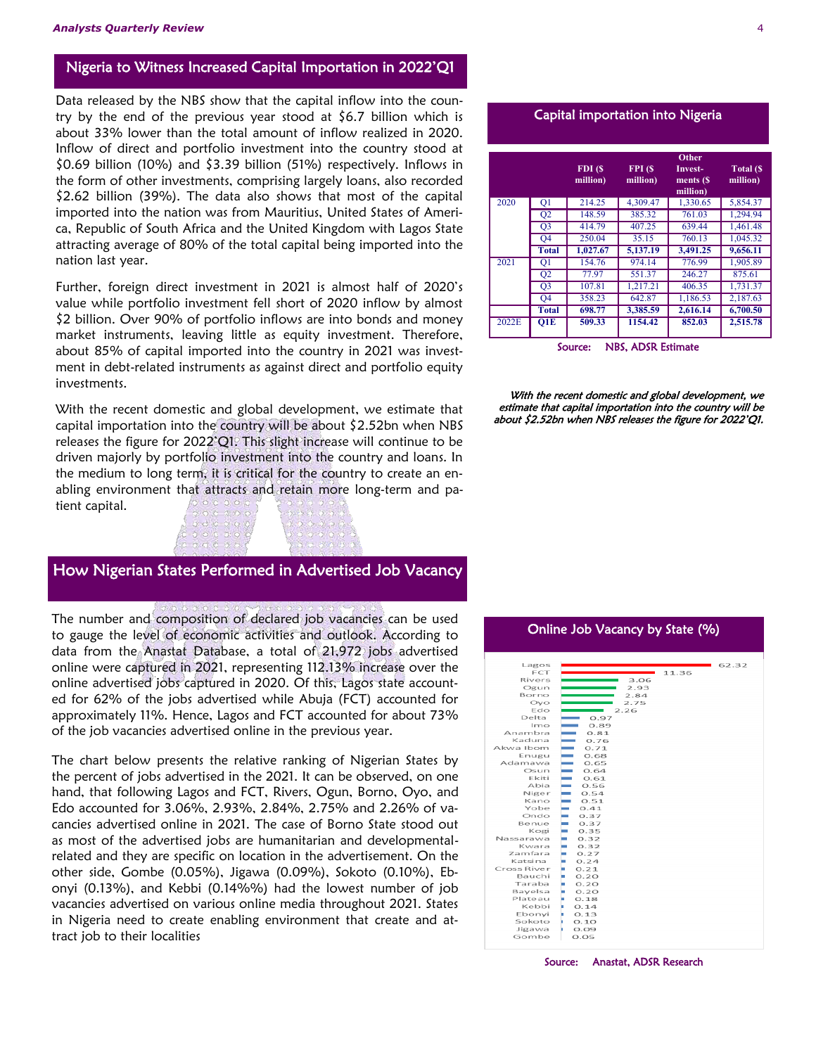## Nigeria to Witness Increased Capital Importation in 2022'Q1

Data released by the NBS show that the capital inflow into the country by the end of the previous year stood at $6.7 billion which is about 33% lower than the total amount of inflow realized in 2020. Inflow of direct and portfolio investment into the country stood at $0.69 billion (10%) and $3.39 billion (51%) respectively. Inflows in the form of other investments, comprising largely loans, also recorded $2.62 billion (39%). The data also shows that most of the capital imported into the nation was from Mauritius, United States of America, Republic of South Africa and the United Kingdom with Lagos State attracting average of 80% of the total capital being imported into the nation last year.

Further, foreign direct investment in 2021 is almost half of 2020's value while portfolio investment fell short of 2020 inflow by almost $2 billion. Over 90% of portfolio inflows are into bonds and money market instruments, leaving little as equity investment. Therefore, about 85% of capital imported into the country in 2021 was investment in debt-related instruments as against direct and portfolio equity investments.

With the recent domestic and global development, we estimate that capital importation into the country will be about $2.52bn when NBS releases the figure for 2022'Q1. This slight increase will continue to be driven majorly by portfolio investment into the country and loans. In the medium to long term, it is critical for the country to create an enabling environment that attracts and retain more long-term and patient capital.

### Capital importation into Nigeria

| | | FDI ($ million) | FPI ($ million) | Other Investments ($ million) | Total ($ million) |
|---|---|---|---|---|---|
| 2020 | Q1 | 214.25 | 4,309.47 | 1,330.65 | 5,854.37 |
| | Q2 | 148.59 | 385.32 | 761.03 | 1,294.94 |
| | Q3 | 414.79 | 407.25 | 639.44 | 1,461.48 |
| | Q4 | 250.04 | 35.15 | 760.13 | 1,045.32 |
| | **Total** | **1,027.67** | **5,137.19** | **3,491.25** | **9,656.11** |
| 2021 | Q1 | 154.76 | 974.14 | 776.99 | 1,905.89 |
| | Q2 | 77.97 | 551.37 | 246.27 | 875.61 |
| | Q3 | 107.81 | 1,217.21 | 406.35 | 1,731.37 |
| | Q4 | 358.23 | 642.87 | 1,186.53 | 2,187.63 |
| | **Total** | **698.77** | **3,385.59** | **2,616.14** | **6,700.50** |
| 2022E | **Q1E** | **509.33** | **1154.42** | **852.03** | **2,515.78** |

Source: NBS, ADSR Estimate

*With the recent domestic and global development, we estimate that capital importation into the country will be about $2.52bn when NBS releases the figure for 2022'Q1.*

## How Nigerian States Performed in Advertised Job Vacancy

The number and composition of declared job vacancies can be used to gauge the level of economic activities and outlook. According to data from the Anastat Database, a total of 21,972 jobs advertised online were captured in 2021, representing 112.13% increase over the online advertised jobs captured in 2020. Of this, Lagos state accounted for 62% of the jobs advertised while Abuja (FCT) accounted for approximately 11%. Hence, Lagos and FCT accounted for about 73% of the job vacancies advertised online in the previous year.

The chart below presents the relative ranking of Nigerian States by the percent of jobs advertised in the 2021. It can be observed, on one hand, that following Lagos and FCT, Rivers, Ogun, Borno, Oyo, and Edo accounted for 3.06%, 2.93%, 2.84%, 2.75% and 2.26% of vacancies advertised online in 2021. The case of Borno State stood out as most of the advertised jobs are humanitarian and developmental-related and they are specific on location in the advertisement. On the other side, Gombe (0.05%), Jigawa (0.09%), Sokoto (0.10%), Ebonyi (0.13%), and Kebbi (0.14%%) had the lowest number of job vacancies advertised on various online media throughout 2021. States in Nigeria need to create enabling environment that create and attract job to their localities

### Online Job Vacancy by State (%)

Lagos 62.32
FCT 11.36
Rivers 3.06
Ogun 2.93
Borno 2.84
Oyo 2.75
Edo 2.26
Delta 0.97
Imo 0.89
Anambra 0.81
Kaduna 0.76
Akwa Ibom 0.71
Enugu 0.68
Adamawa 0.65
Osun 0.64
Ekiti 0.61
Abia 0.56
Niger 0.54
Kano 0.51
Yobe 0.41
Ondo 0.37
Benue 0.37
Kogi 0.35
Nassarawa 0.32
Kwara 0.32
Zamfara 0.27
Katsina 0.24
Cross River 0.21
Bauchi 0.20
Taraba 0.20
Bayelsa 0.20
Plateau 0.18
Kebbi 0.14
Ebonyi 0.13
Sokoto 0.10
Jigawa 0.09
Gombe 0.05

Source: Anastat, ADSR Research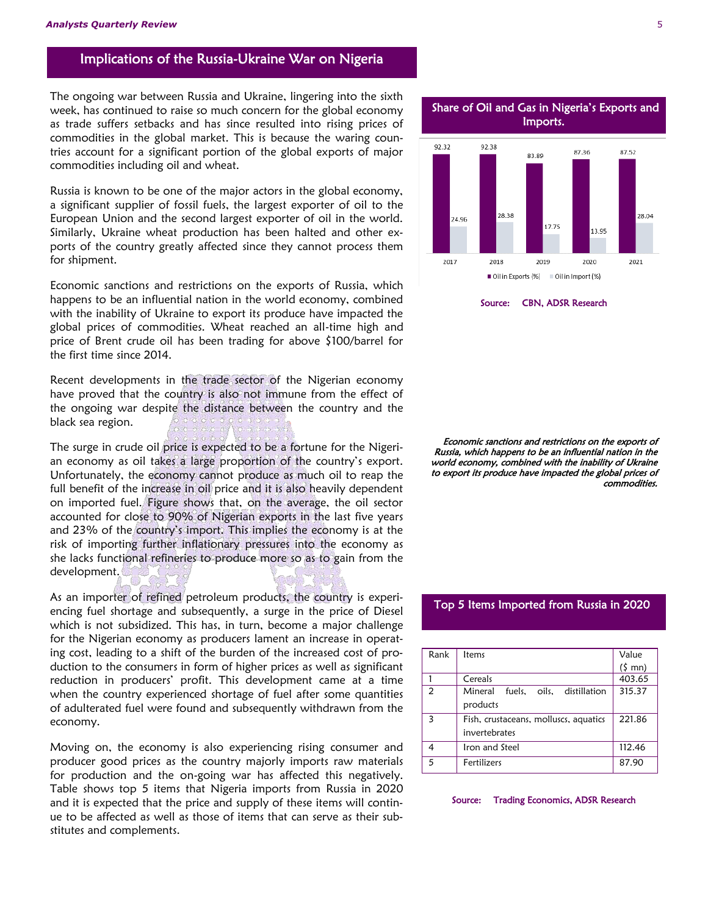## Implications of the Russia-Ukraine War on Nigeria

The ongoing war between Russia and Ukraine, lingering into the sixth week, has continued to raise so much concern for the global economy as trade suffers setbacks and has since resulted into rising prices of commodities in the global market. This is because the waring countries account for a significant portion of the global exports of major commodities including oil and wheat.

Russia is known to be one of the major actors in the global economy, a significant supplier of fossil fuels, the largest exporter of oil to the European Union and the second largest exporter of oil in the world. Similarly, Ukraine wheat production has been halted and other exports of the country greatly affected since they cannot process them for shipment.

Economic sanctions and restrictions on the exports of Russia, which happens to be an influential nation in the world economy, combined with the inability of Ukraine to export its produce have impacted the global prices of commodities. Wheat reached an all-time high and price of Brent crude oil has been trading for above $100/barrel for the first time since 2014.

Recent developments in the trade sector of the Nigerian economy have proved that the country is also not immune from the effect of the ongoing war despite the distance between the country and the black sea region.

The surge in crude oil price is expected to be a fortune for the Nigerian economy as oil takes a large proportion of the country's export. Unfortunately, the economy cannot produce as much oil to reap the full benefit of the increase in oil price and it is also heavily dependent on imported fuel. Figure shows that, on the average, the oil sector accounted for close to 90% of Nigerian exports in the last five years and 23% of the country's import. This implies the economy is at the risk of importing further inflationary pressures into the economy as she lacks functional refineries to produce more so as to gain from the development.

As an importer of refined petroleum products, the country is experiencing fuel shortage and subsequently, a surge in the price of Diesel which is not subsidized. This has, in turn, become a major challenge for the Nigerian economy as producers lament an increase in operating cost, leading to a shift of the burden of the increased cost of production to the consumers in form of higher prices as well as significant reduction in producers' profit. This development came at a time when the country experienced shortage of fuel after some quantities of adulterated fuel were found and subsequently withdrawn from the economy.

Moving on, the economy is also experiencing rising consumer and producer good prices as the country majorly imports raw materials for production and the on-going war has affected this negatively. Table shows top 5 items that Nigeria imports from Russia in 2020 and it is expected that the price and supply of these items will continue to be affected as well as those of items that can serve as their substitutes and complements.

### Share of Oil and Gas in Nigeria's Exports and Imports.

92.32
24.96
92.38
28.38
83.89
17.75
87.36
13.95
87.52
28.04

2017
2018
2019
2020
2021

Oil in Exports (%)
Oil in Import (%)

Source: CBN, ADSR Research

*Economic sanctions and restrictions on the exports of Russia, which happens to be an influential nation in the world economy, combined with the inability of Ukraine to export its produce have impacted the global prices of commodities.*

### Top 5 Items Imported from Russia in 2020

| Rank | Items | Value ($ mn) |
|---|---|---|
| 1 | Cereals | 403.65 |
| 2 | Mineral fuels, oils, distillation products | 315.37 |
| 3 | Fish, crustaceans, molluscs, aquatics invertebrates | 221.86 |
| 4 | Iron and Steel | 112.46 |
| 5 | Fertilizers | 87.90 |

Source: Trading Economics, ADSR Research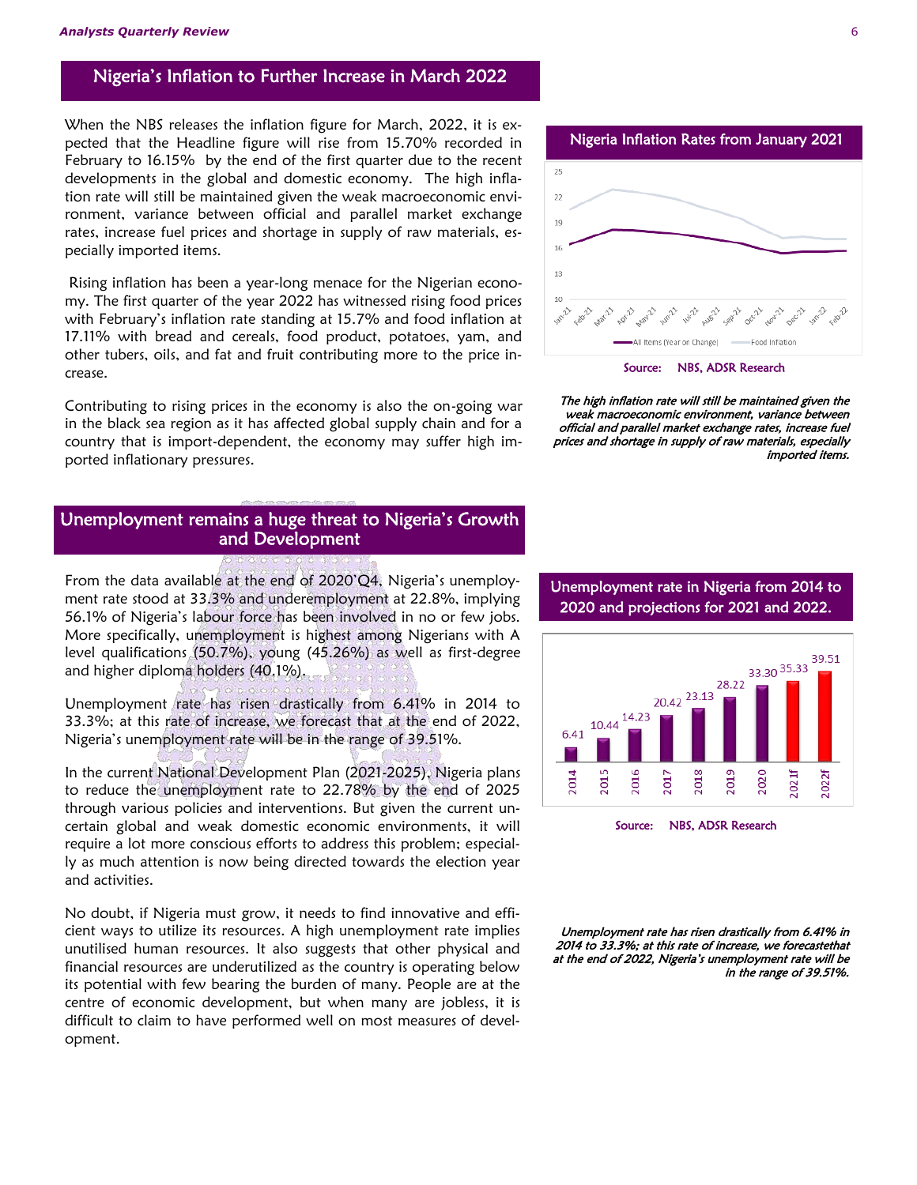## Nigeria's Inflation to Further Increase in March 2022

When the NBS releases the inflation figure for March, 2022, it is expected that the Headline figure will rise from 15.70% recorded in February to 16.15% by the end of the first quarter due to the recent developments in the global and domestic economy. The high inflation rate will still be maintained given the weak macroeconomic environment, variance between official and parallel market exchange rates, increase fuel prices and shortage in supply of raw materials, especially imported items.

Rising inflation has been a year-long menace for the Nigerian economy. The first quarter of the year 2022 has witnessed rising food prices with February's inflation rate standing at 15.7% and food inflation at 17.11% with bread and cereals, food product, potatoes, yam, and other tubers, oils, and fat and fruit contributing more to the price increase.

Contributing to rising prices in the economy is also the on-going war in the black sea region as it has affected global supply chain and for a country that is import-dependent, the economy may suffer high imported inflationary pressures.

**Nigeria Inflation Rates from January 2021**

25
22
19
16
13
10

Jan-21 Feb-21 Mar-21 Apr-21 May-21 Jun-21 Jul-21 Aug-21 Sep-21 Oct-21 Nov-21 Dec-21 Jan-22 Feb-22

All Items (Year on Change) Food Inflation

Source: NBS, ADSR Research

*The high inflation rate will still be maintained given the weak macroeconomic environment, variance between official and parallel market exchange rates, increase fuel prices and shortage in supply of raw materials, especially imported items.*

## Unemployment remains a huge threat to Nigeria's Growth and Development

From the data available at the end of 2020'Q4, Nigeria's unemployment rate stood at 33.3% and underemployment at 22.8%, implying 56.1% of Nigeria's labour force has been involved in no or few jobs. More specifically, unemployment is highest among Nigerians with A level qualifications (50.7%), young (45.26%) as well as first-degree and higher diploma holders (40.1%).

Unemployment rate has risen drastically from 6.41% in 2014 to 33.3%; at this rate of increase, we forecast that at the end of 2022, Nigeria's unemployment rate will be in the range of 39.51%.

In the current National Development Plan (2021-2025), Nigeria plans to reduce the unemployment rate to 22.78% by the end of 2025 through various policies and interventions. But given the current uncertain global and weak domestic economic environments, it will require a lot more conscious efforts to address this problem; especially as much attention is now being directed towards the election year and activities.

No doubt, if Nigeria must grow, it needs to find innovative and efficient ways to utilize its resources. A high unemployment rate implies unutilised human resources. It also suggests that other physical and financial resources are underutilized as the country is operating below its potential with few bearing the burden of many. People are at the centre of economic development, but when many are jobless, it is difficult to claim to have performed well on most measures of development.

**Unemployment rate in Nigeria from 2014 to 2020 and projections for 2021 and 2022.**

6.41 10.44 14.23 20.42 23.13 28.22 33.30 35.33 39.51

2014 2015 2016 2017 2018 2019 2020 2021f 2022f

Source: NBS, ADSR Research

*Unemployment rate has risen drastically from 6.41% in 2014 to 33.3%; at this rate of increase, we forecastethat at the end of 2022, Nigeria's unemployment rate will be in the range of 39.51%.*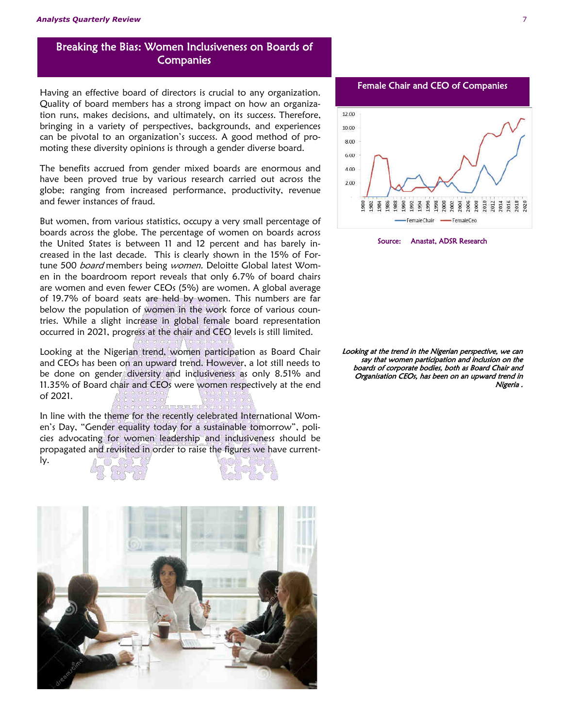## Breaking the Bias: Women Inclusiveness on Boards of Companies

Having an effective board of directors is crucial to any organization. Quality of board members has a strong impact on how an organization runs, makes decisions, and ultimately, on its success. Therefore, bringing in a variety of perspectives, backgrounds, and experiences can be pivotal to an organization's success. A good method of promoting these diversity opinions is through a gender diverse board.

The benefits accrued from gender mixed boards are enormous and have been proved true by various research carried out across the globe; ranging from increased performance, productivity, revenue and fewer instances of fraud.

But women, from various statistics, occupy a very small percentage of boards across the globe. The percentage of women on boards across the United States is between 11 and 12 percent and has barely increased in the last decade. This is clearly shown in the 15% of Fortune 500 *board* members being *women.* Deloitte Global latest Women in the boardroom report reveals that only 6.7% of board chairs are women and even fewer CEOs (5%) are women. A global average of 19.7% of board seats are held by women. This numbers are far below the population of women in the work force of various countries. While a slight increase in global female board representation occurred in 2021, progress at the chair and CEO levels is still limited.

Looking at the Nigerian trend, women participation as Board Chair and CEOs has been on an upward trend. However, a lot still needs to be done on gender diversity and inclusiveness as only 8.51% and 11.35% of Board chair and CEOs were women respectively at the end of 2021.

In line with the theme for the recently celebrated International Women's Day, "Gender equality today for a sustainable tomorrow", policies advocating for women leadership and inclusiveness should be propagated and revisited in order to raise the figures we have currently.

**Female Chair and CEO of Companies**

12.00
10.00
8.00
6.00
4.00
2.00

1980 1982 1984 1986 1988 1990 1992 1994 1996 1998 2000 2002 2004 2006 2008 2010 2012 2014 2016 2018 2020

FemaleChair — FemaleCeo

Source: Anastat, ADSR Research

***Looking at the trend in the Nigerian perspective, we can say that women participation and inclusion on the boards of corporate bodies, both as Board Chair and Organisation CEOs, has been on an upward trend in Nigeria .***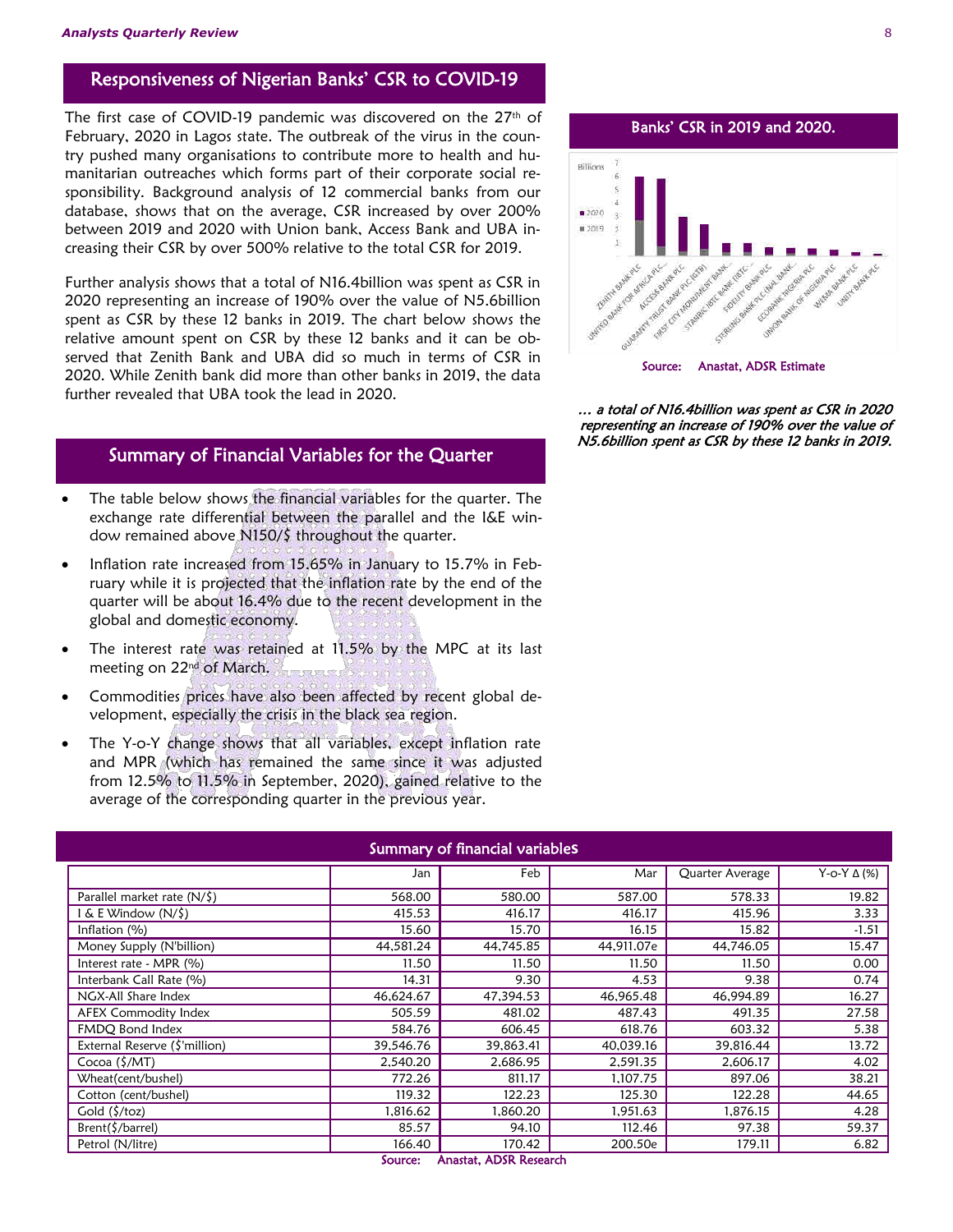## Responsiveness of Nigerian Banks' CSR to COVID-19

The first case of COVID-19 pandemic was discovered on the 27th of February, 2020 in Lagos state. The outbreak of the virus in the country pushed many organisations to contribute more to health and humanitarian outreaches which forms part of their corporate social responsibility. Background analysis of 12 commercial banks from our database, shows that on the average, CSR increased by over 200% between 2019 and 2020 with Union bank, Access Bank and UBA increasing their CSR by over 500% relative to the total CSR for 2019.

Further analysis shows that a total of N16.4billion was spent as CSR in 2020 representing an increase of 190% over the value of N5.6billion spent as CSR by these 12 banks in 2019. The chart below shows the relative amount spent on CSR by these 12 banks and it can be observed that Zenith Bank and UBA did so much in terms of CSR in 2020. While Zenith bank did more than other banks in 2019, the data further revealed that UBA took the lead in 2020.

### Banks' CSR in 2019 and 2020.

Billions

7
6
5
4
3
2
1

2020
2019

ZENITH BANK PLC
UNITED BANK FOR AFRICA PLC...
ACCESS BANK PLC
GUARANTY TRUST BANK PLC (GTB)
FIRST CITY MONUMENT BANK...
STANBIC IBTC BANK (IBTC...
FIDELITY BANK PLC
STERLING BANK PLC (NAL BANK...
ECOBANK NIGERIA PLC
UNION BANK OF NIGERIA PLC
WEMA BANK PLC
UNITY BANK PLC

Source: Anastat, ADSR Estimate

*... a total of N16.4billion was spent as CSR in 2020 representing an increase of 190% over the value of N5.6billion spent as CSR by these 12 banks in 2019.*

## Summary of Financial Variables for the Quarter

- The table below shows the financial variables for the quarter. The exchange rate differential between the parallel and the I&E window remained above N150/$ throughout the quarter.
- Inflation rate increased from 15.65% in January to 15.7% in February while it is projected that the inflation rate by the end of the quarter will be about 16.4% due to the recent development in the global and domestic economy.
- The interest rate was retained at 11.5% by the MPC at its last meeting on 22nd of March.
- Commodities prices have also been affected by recent global development, especially the crisis in the black sea region.
- The Y-o-Y change shows that all variables, except inflation rate and MPR (which has remained the same since it was adjusted from 12.5% to 11.5% in September, 2020), gained relative to the average of the corresponding quarter in the previous year.

### Summary of financial variables

| | Jan | Feb | Mar | Quarter Average | Y-o-Y Δ (%) |
|---|---|---|---|---|---|
| Parallel market rate (N/$) | 568.00 | 580.00 | 587.00 | 578.33 | 19.82 |
| I & E Window (N/$) | 415.53 | 416.17 | 416.17 | 415.96 | 3.33 |
| Inflation (%) | 15.60 | 15.70 | 16.15 | 15.82 | -1.51 |
| Money Supply (N'billion) | 44,581.24 | 44,745.85 | 44,911.07e | 44,746.05 | 15.47 |
| Interest rate - MPR (%) | 11.50 | 11.50 | 11.50 | 11.50 | 0.00 |
| Interbank Call Rate (%) | 14.31 | 9.30 | 4.53 | 9.38 | 0.74 |
| NGX-All Share Index | 46,624.67 | 47,394.53 | 46,965.48 | 46,994.89 | 16.27 |
| AFEX Commodity Index | 505.59 | 481.02 | 487.43 | 491.35 | 27.58 |
| FMDQ Bond Index | 584.76 | 606.45 | 618.76 | 603.32 | 5.38 |
| External Reserve ($'million) | 39,546.76 | 39,863.41 | 40,039.16 | 39,816.44 | 13.72 |
| Cocoa ($/MT) | 2,540.20 | 2,686.95 | 2,591.35 | 2,606.17 | 4.02 |
| Wheat(cent/bushel) | 772.26 | 811.17 | 1,107.75 | 897.06 | 38.21 |
| Cotton (cent/bushel) | 119.32 | 122.23 | 125.30 | 122.28 | 44.65 |
| Gold ($/toz) | 1,816.62 | 1,860.20 | 1,951.63 | 1,876.15 | 4.28 |
| Brent($/barrel) | 85.57 | 94.10 | 112.46 | 97.38 | 59.37 |
| Petrol (N/litre) | 166.40 | 170.42 | 200.50e | 179.11 | 6.82 |

Source: Anastat, ADSR Research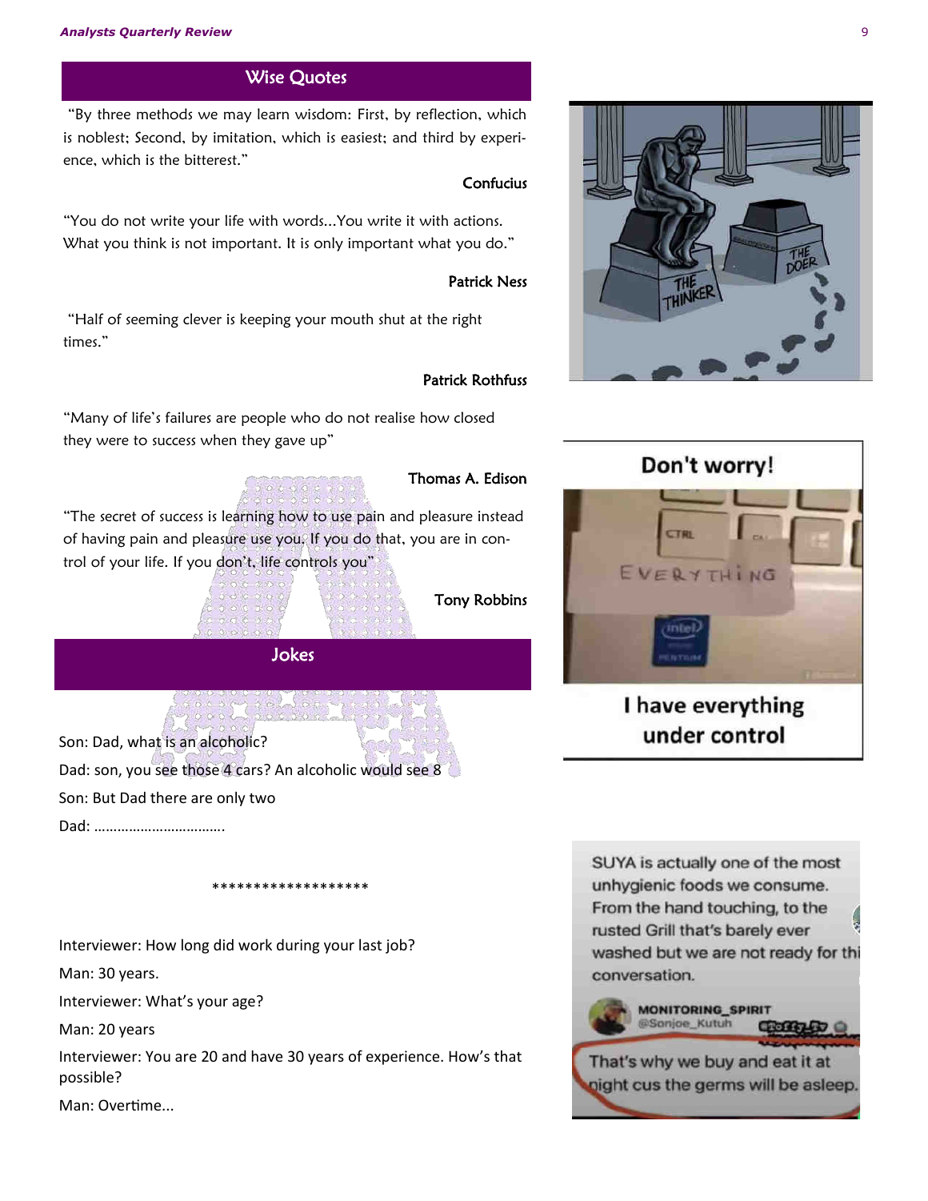## Wise Quotes

"By three methods we may learn wisdom: First, by reflection, which is noblest; Second, by imitation, which is easiest; and third by experience, which is the bitterest."

**Confucius**

"You do not write your life with words...You write it with actions. What you think is not important. It is only important what you do."

**Patrick Ness**

"Half of seeming clever is keeping your mouth shut at the right times."

**Patrick Rothfuss**

"Many of life's failures are people who do not realise how closed they were to success when they gave up"

**Thomas A. Edison**

"The secret of success is learning how to use pain and pleasure instead of having pain and pleasure use you. If you do that, you are in control of your life. If you don't, life controls you"

**Tony Robbins**

## Jokes

Son: Dad, what is an alcoholic?

Dad: son, you see those 4 cars? An alcoholic would see 8

Son: But Dad there are only two

Dad: ……………………………

*******************

Interviewer: How long did work during your last job?

Man: 30 years.

Interviewer: What's your age?

Man: 20 years

Interviewer: You are 20 and have 30 years of experience. How's that possible?

Man: Overtime...

THE THINKER

THE DOER

Don't worry!

CTRL

EVERYTHING

I have everything under control

SUYA is actually one of the most unhygienic foods we consume. From the hand touching, to the rusted Grill that's barely ever washed but we are not ready for thi conversation.

MONITORING_SPIRIT
@Sonjoe_Kutuh

That's why we buy and eat it at night cus the germs will be asleep.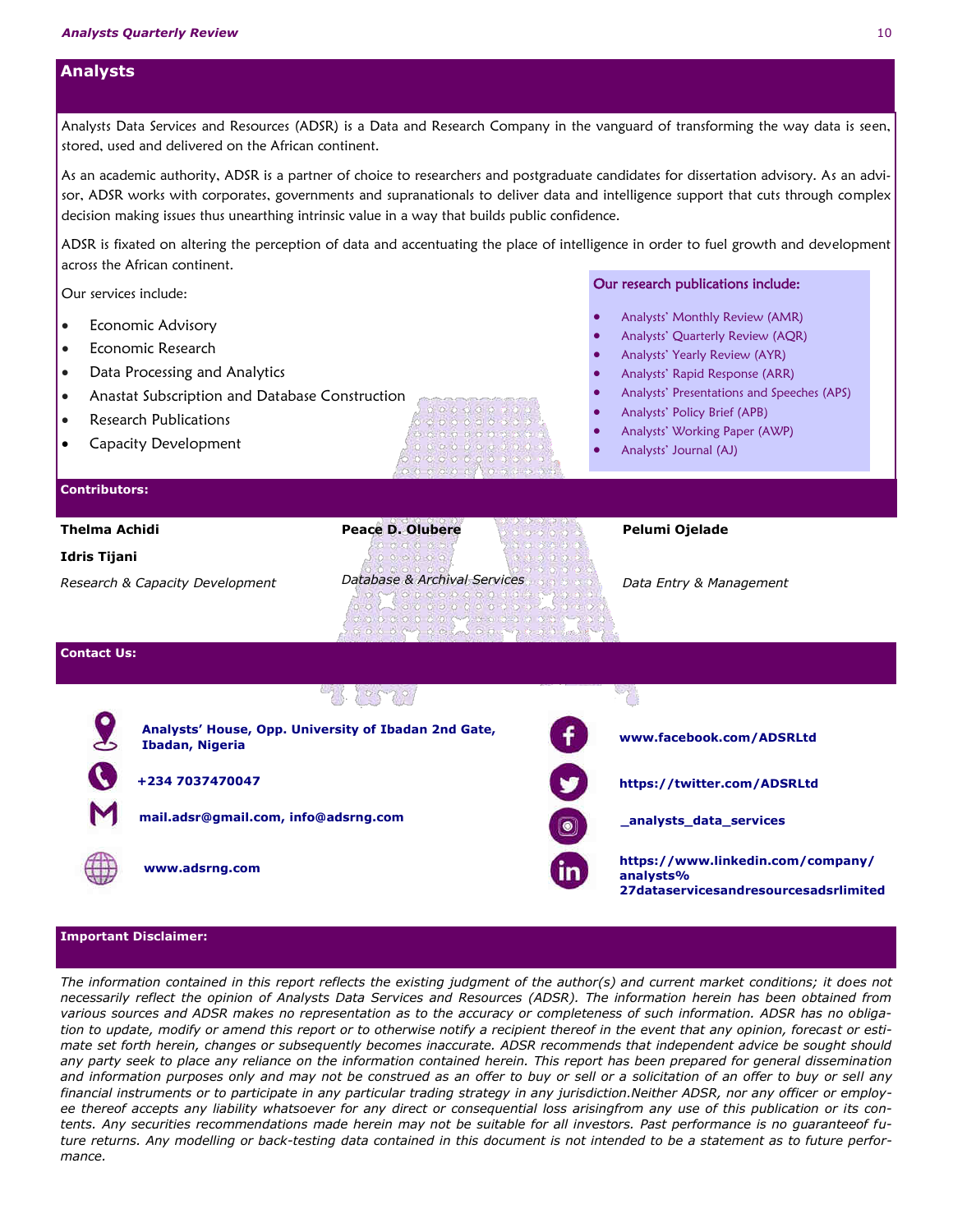## Analysts

Analysts Data Services and Resources (ADSR) is a Data and Research Company in the vanguard of transforming the way data is seen, stored, used and delivered on the African continent.

As an academic authority, ADSR is a partner of choice to researchers and postgraduate candidates for dissertation advisory. As an advisor, ADSR works with corporates, governments and supranationals to deliver data and intelligence support that cuts through complex decision making issues thus unearthing intrinsic value in a way that builds public confidence.

ADSR is fixated on altering the perception of data and accentuating the place of intelligence in order to fuel growth and development across the African continent.

Our services include:

- Economic Advisory
- Economic Research
- Data Processing and Analytics
- Anastat Subscription and Database Construction
- Research Publications
- Capacity Development

Our research publications include:

- Analysts' Monthly Review (AMR)
- Analysts' Quarterly Review (AQR)
- Analysts' Yearly Review (AYR)
- Analysts' Rapid Response (ARR)
- Analysts' Presentations and Speeches (APS)
- Analysts' Policy Brief (APB)
- Analysts' Working Paper (AWP)
- Analysts' Journal (AJ)

### Contributors:

**Thelma Achidi**

**Idris Tijani**

*Research & Capacity Development*

**Peace D. Olubere**

*Database & Archival Services*

**Pelumi Ojelade**

*Data Entry & Management*

### Contact Us:

**Analysts' House, Opp. University of Ibadan 2nd Gate, Ibadan, Nigeria**

**+234 7037470047**

**mail.adsr@gmail.com, info@adsrng.com**

**www.adsrng.com**

**www.facebook.com/ADSRLtd**

**https://twitter.com/ADSRLtd**

**_analysts_data_services**

**https://www.linkedin.com/company/analysts%27dataservicesandresourcesadsrlimited**

### Important Disclaimer:

*The information contained in this report reflects the existing judgment of the author(s) and current market conditions; it does not necessarily reflect the opinion of Analysts Data Services and Resources (ADSR). The information herein has been obtained from various sources and ADSR makes no representation as to the accuracy or completeness of such information. ADSR has no obligation to update, modify or amend this report or to otherwise notify a recipient thereof in the event that any opinion, forecast or estimate set forth herein, changes or subsequently becomes inaccurate. ADSR recommends that independent advice be sought should any party seek to place any reliance on the information contained herein. This report has been prepared for general dissemination and information purposes only and may not be construed as an offer to buy or sell or a solicitation of an offer to buy or sell any financial instruments or to participate in any particular trading strategy in any jurisdiction.Neither ADSR, nor any officer or employee thereof accepts any liability whatsoever for any direct or consequential loss arisingfrom any use of this publication or its contents. Any securities recommendations made herein may not be suitable for all investors. Past performance is no guaranteeof future returns. Any modelling or back-testing data contained in this document is not intended to be a statement as to future performance.*